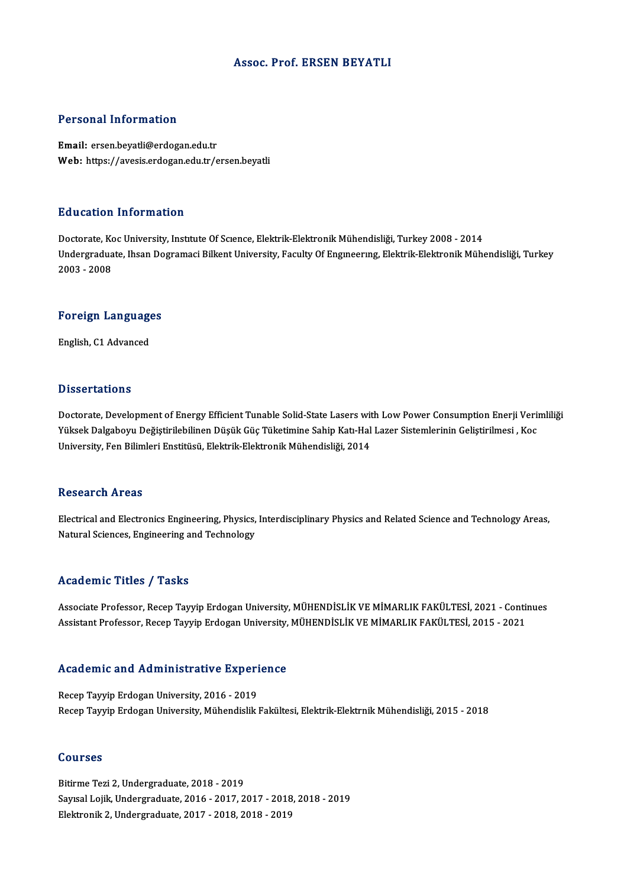# Assoc. Prof. ERSEN BEYATLI

## Personal Information

**Email:** ersen.beyatli@erdogan.edu.tr
**Web:** https://avesis.erdogan.edu.tr/ersen.beyatli

## Education Information

Doctorate, Koc University, Institute Of Science, Elektrik-Elektronik Mühendisliği, Turkey 2008 - 2014
Undergraduate, Ihsan Dogramaci Bilkent University, Faculty Of Engineering, Elektrik-Elektronik Mühendisliği, Turkey 2003 - 2008

## Foreign Languages

English, C1 Advanced

## Dissertations

Doctorate, Development of Energy Efficient Tunable Solid-State Lasers with Low Power Consumption Enerji Verimliliği Yüksek Dalgaboyu Değiştirilebilinen Düşük Güç Tüketimine Sahip Katı-Hal Lazer Sistemlerinin Geliştirilmesi , Koc University, Fen Bilimleri Enstitüsü, Elektrik-Elektronik Mühendisliği, 2014

## Research Areas

Electrical and Electronics Engineering, Physics, Interdisciplinary Physics and Related Science and Technology Areas, Natural Sciences, Engineering and Technology

## Academic Titles / Tasks

Associate Professor, Recep Tayyip Erdogan University, MÜHENDİSLİK VE MİMARLIK FAKÜLTESİ, 2021 - Continues
Assistant Professor, Recep Tayyip Erdogan University, MÜHENDİSLİK VE MİMARLIK FAKÜLTESİ, 2015 - 2021

## Academic and Administrative Experience

Recep Tayyip Erdogan University, 2016 - 2019
Recep Tayyip Erdogan University, Mühendislik Fakültesi, Elektrik-Elektrnik Mühendisliği, 2015 - 2018

## Courses

Bitirme Tezi 2, Undergraduate, 2018 - 2019
Sayısal Lojik, Undergraduate, 2016 - 2017, 2017 - 2018, 2018 - 2019
Elektronik 2, Undergraduate, 2017 - 2018, 2018 - 2019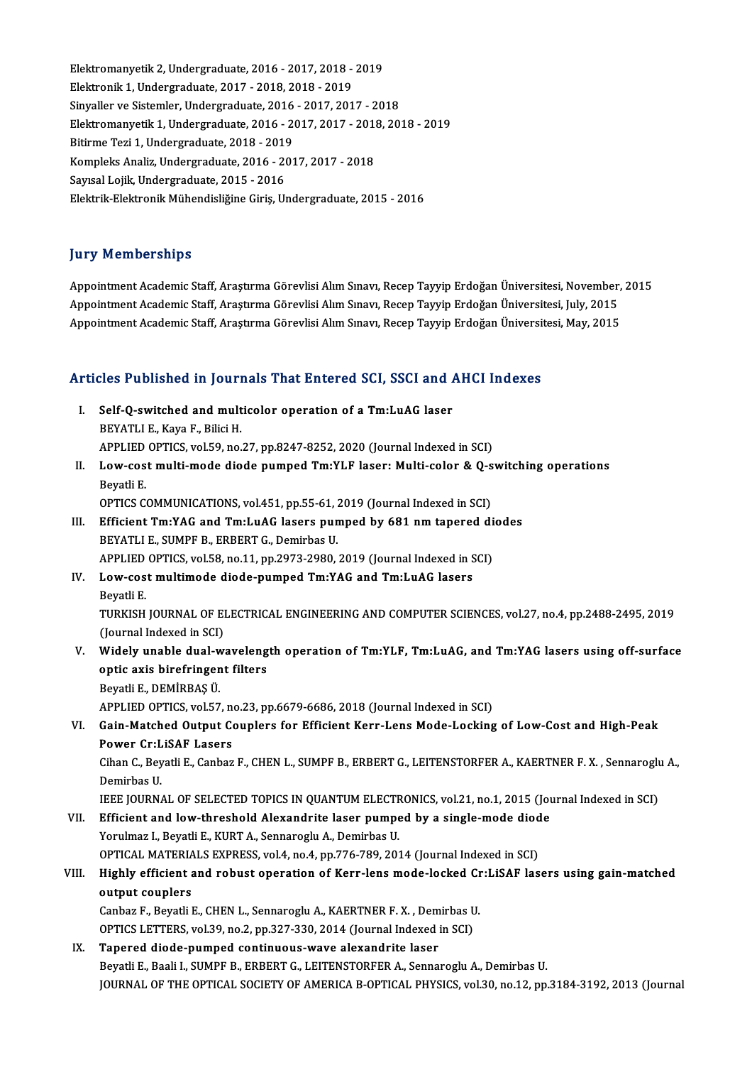Elektromanyetik 2, Undergraduate, 2016 - 2017, 2018 - 2019
Elektronik 1, Undergraduate, 2017 - 2018, 2018 - 2019
Sinyaller ve Sistemler, Undergraduate, 2016 - 2017, 2017 - 2018
Elektromanyetik 1, Undergraduate, 2016 - 2017, 2017 - 2018, 2018 - 2019
Bitirme Tezi 1, Undergraduate, 2018 - 2019
Kompleks Analiz, Undergraduate, 2016 - 2017, 2017 - 2018
Sayısal Lojik, Undergraduate, 2015 - 2016
Elektrik-Elektronik Mühendisliğine Giriş, Undergraduate, 2015 - 2016

## Jury Memberships

Appointment Academic Staff, Araştırma Görevlisi Alım Sınavı, Recep Tayyip Erdoğan Üniversitesi, November, 2015
Appointment Academic Staff, Araştırma Görevlisi Alım Sınavı, Recep Tayyip Erdoğan Üniversitesi, July, 2015
Appointment Academic Staff, Araştırma Görevlisi Alım Sınavı, Recep Tayyip Erdoğan Üniversitesi, May, 2015

## Articles Published in Journals That Entered SCI, SSCI and AHCI Indexes

I. **Self-Q-switched and multicolor operation of a Tm:LuAG laser**
BEYATLI E., Kaya F., Bilici H.
APPLIED OPTICS, vol.59, no.27, pp.8247-8252, 2020 (Journal Indexed in SCI)

II. **Low-cost multi-mode diode pumped Tm:YLF laser: Multi-color & Q-switching operations**
Beyatli E.
OPTICS COMMUNICATIONS, vol.451, pp.55-61, 2019 (Journal Indexed in SCI)

III. **Efficient Tm:YAG and Tm:LuAG lasers pumped by 681 nm tapered diodes**
BEYATLI E., SUMPF B., ERBERT G., Demirbas U.
APPLIED OPTICS, vol.58, no.11, pp.2973-2980, 2019 (Journal Indexed in SCI)

IV. **Low-cost multimode diode-pumped Tm:YAG and Tm:LuAG lasers**
Beyatli E.
TURKISH JOURNAL OF ELECTRICAL ENGINEERING AND COMPUTER SCIENCES, vol.27, no.4, pp.2488-2495, 2019 (Journal Indexed in SCI)

V. **Widely unable dual-wavelength operation of Tm:YLF, Tm:LuAG, and Tm:YAG lasers using off-surface optic axis birefringent filters**
Beyatli E., DEMİRBAŞ Ü.
APPLIED OPTICS, vol.57, no.23, pp.6679-6686, 2018 (Journal Indexed in SCI)

VI. **Gain-Matched Output Couplers for Efficient Kerr-Lens Mode-Locking of Low-Cost and High-Peak Power Cr:LiSAF Lasers**
Cihan C., Beyatli E., Canbaz F., CHEN L., SUMPF B., ERBERT G., LEITENSTORFER A., KAERTNER F. X. , Sennaroglu A., Demirbas U.
IEEE JOURNAL OF SELECTED TOPICS IN QUANTUM ELECTRONICS, vol.21, no.1, 2015 (Journal Indexed in SCI)

VII. **Efficient and low-threshold Alexandrite laser pumped by a single-mode diode**
Yorulmaz I., Beyatli E., KURT A., Sennaroglu A., Demirbas U.
OPTICAL MATERIALS EXPRESS, vol.4, no.4, pp.776-789, 2014 (Journal Indexed in SCI)

VIII. **Highly efficient and robust operation of Kerr-lens mode-locked Cr:LiSAF lasers using gain-matched output couplers**
Canbaz F., Beyatli E., CHEN L., Sennaroglu A., KAERTNER F. X. , Demirbas U.
OPTICS LETTERS, vol.39, no.2, pp.327-330, 2014 (Journal Indexed in SCI)

IX. **Tapered diode-pumped continuous-wave alexandrite laser**
Beyatli E., Baali I., SUMPF B., ERBERT G., LEITENSTORFER A., Sennaroglu A., Demirbas U.
JOURNAL OF THE OPTICAL SOCIETY OF AMERICA B-OPTICAL PHYSICS, vol.30, no.12, pp.3184-3192, 2013 (Journal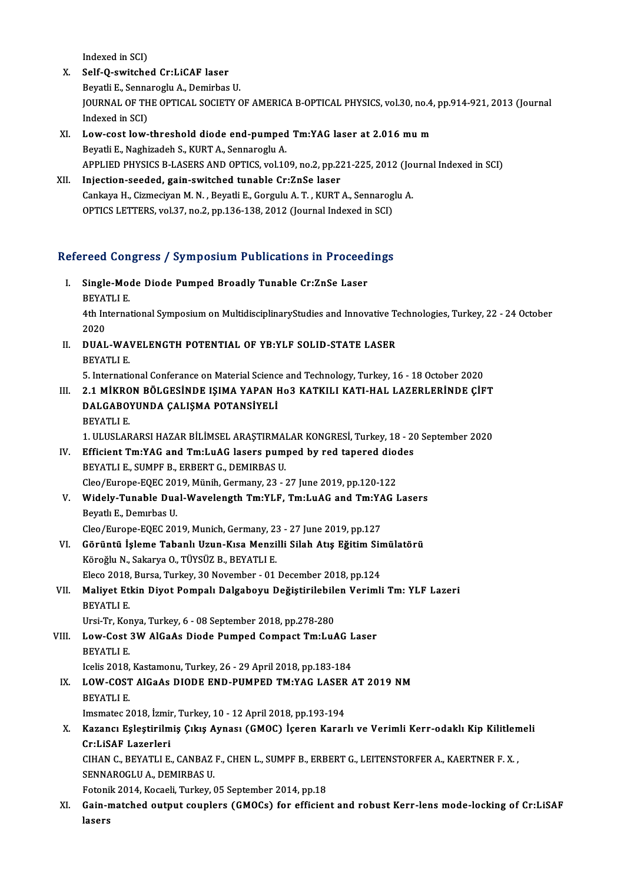Indexed in SCI)

X. **Self-Q-switched Cr:LiCAF laser**
Beyatli E., Sennaroglu A., Demirbas U.
JOURNAL OF THE OPTICAL SOCIETY OF AMERICA B-OPTICAL PHYSICS, vol.30, no.4, pp.914-921, 2013 (Journal Indexed in SCI)

XI. **Low-cost low-threshold diode end-pumped Tm:YAG laser at 2.016 mu m**
Beyatli E., Naghizadeh S., KURT A., Sennaroglu A.
APPLIED PHYSICS B-LASERS AND OPTICS, vol.109, no.2, pp.221-225, 2012 (Journal Indexed in SCI)

XII. **Injection-seeded, gain-switched tunable Cr:ZnSe laser**
Cankaya H., Cizmeciyan M. N. , Beyatli E., Gorgulu A. T. , KURT A., Sennaroglu A.
OPTICS LETTERS, vol.37, no.2, pp.136-138, 2012 (Journal Indexed in SCI)

## Refereed Congress / Symposium Publications in Proceedings

I. **Single-Mode Diode Pumped Broadly Tunable Cr:ZnSe Laser**
BEYATLI E.
4th International Symposium on MultidisciplinaryStudies and Innovative Technologies, Turkey, 22 - 24 October 2020

II. **DUAL-WAVELENGTH POTENTIAL OF YB:YLF SOLID-STATE LASER**
BEYATLI E.
5. International Conferance on Material Science and Technology, Turkey, 16 - 18 October 2020

III. **2.1 MİKRON BÖLGESİNDE IŞIMA YAPAN Ho3 KATKILI KATI-HAL LAZERLERİNDE ÇİFT DALGABOYUNDA ÇALIŞMA POTANSİYELİ**
BEYATLI E.
1. ULUSLARARSI HAZAR BİLİMSEL ARAŞTIRMALAR KONGRESİ, Turkey, 18 - 20 September 2020

IV. **Efficient Tm:YAG and Tm:LuAG lasers pumped by red tapered diodes**
BEYATLI E., SUMPF B., ERBERT G., DEMIRBAS U.
Cleo/Europe-EQEC 2019, Münih, Germany, 23 - 27 June 2019, pp.120-122

V. **Widely-Tunable Dual-Wavelength Tm:YLF, Tm:LuAG and Tm:YAG Lasers**
Beyatlı E., Demırbas U.
Cleo/Europe-EQEC 2019, Munich, Germany, 23 - 27 June 2019, pp.127

VI. **Görüntü İşleme Tabanlı Uzun-Kısa Menzilli Silah Atış Eğitim Simülatörü**
Köroğlu N., Sakarya O., TÜYSÜZ B., BEYATLI E.
Eleco 2018, Bursa, Turkey, 30 November - 01 December 2018, pp.124

VII. **Maliyet Etkin Diyot Pompalı Dalgaboyu Değiştirilebilen Verimli Tm: YLF Lazeri**
BEYATLI E.
Ursi-Tr, Konya, Turkey, 6 - 08 September 2018, pp.278-280

VIII. **Low-Cost 3W AlGaAs Diode Pumped Compact Tm:LuAG Laser**
BEYATLI E.
Icelis 2018, Kastamonu, Turkey, 26 - 29 April 2018, pp.183-184

IX. **LOW-COST AlGaAs DIODE END-PUMPED TM:YAG LASER AT 2019 NM**
BEYATLI E.
Imsmatec 2018, İzmir, Turkey, 10 - 12 April 2018, pp.193-194

X. **Kazancı Eşleştirilmiş Çıkış Aynası (GMOC) İçeren Kararlı ve Verimli Kerr-odaklı Kip Kilitlemeli Cr:LiSAF Lazerleri**
CIHAN C., BEYATLI E., CANBAZ F., CHEN L., SUMPF B., ERBERT G., LEITENSTORFER A., KAERTNER F. X. , SENNAROGLU A., DEMIRBAS U.
Fotonik 2014, Kocaeli, Turkey, 05 September 2014, pp.18

XI. **Gain-matched output couplers (GMOCs) for efficient and robust Kerr-lens mode-locking of Cr:LiSAF lasers**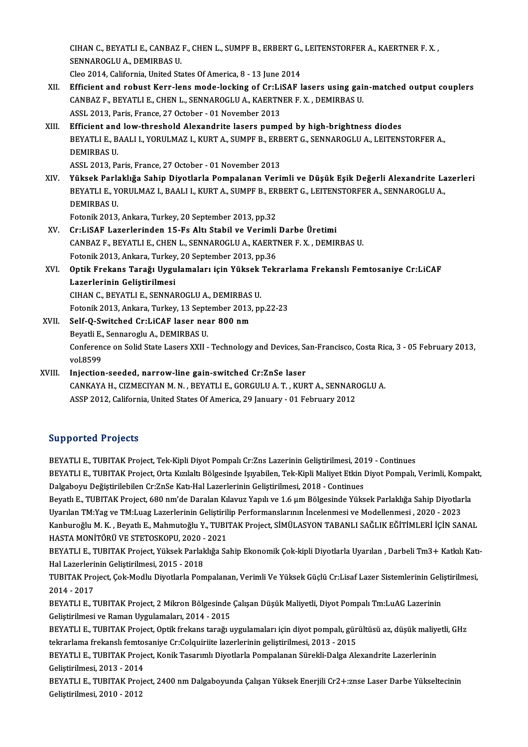CIHAN C., BEYATLI E., CANBAZ F., CHEN L., SUMPF B., ERBERT G., LEITENSTORFER A., KAERTNER F. X. , SENNAROGLU A., DEMIRBAS U.
Cleo 2014, California, United States Of America, 8 - 13 June 2014

XII. **Efficient and robust Kerr-lens mode-locking of Cr:LiSAF lasers using gain-matched output couplers**
CANBAZ F., BEYATLI E., CHEN L., SENNAROGLU A., KAERTNER F. X. , DEMIRBAS U.
ASSL 2013, Paris, France, 27 October - 01 November 2013

XIII. **Efficient and low-threshold Alexandrite lasers pumped by high-brightness diodes**
BEYATLI E., BAALI I., YORULMAZ I., KURT A., SUMPF B., ERBERT G., SENNAROGLU A., LEITENSTORFER A., DEMIRBAS U.
ASSL 2013, Paris, France, 27 October - 01 November 2013

XIV. **Yüksek Parlaklığa Sahip Diyotlarla Pompalanan Verimli ve Düşük Eşik Değerli Alexandrite Lazerleri**
BEYATLI E., YORULMAZ I., BAALI I., KURT A., SUMPF B., ERBERT G., LEITENSTORFER A., SENNAROGLU A., DEMIRBAS U.
Fotonik 2013, Ankara, Turkey, 20 September 2013, pp.32

XV. **Cr:LiSAF Lazerlerinden 15-Fs Altı Stabil ve Verimli Darbe Üretimi**
CANBAZ F., BEYATLI E., CHEN L., SENNAROGLU A., KAERTNER F. X. , DEMIRBAS U.
Fotonik 2013, Ankara, Turkey, 20 September 2013, pp.36

XVI. **Optik Frekans Tarağı Uygulamaları için Yüksek Tekrarlama Frekanslı Femtosaniye Cr:LiCAF Lazerlerinin Geliştirilmesi**
CIHAN C., BEYATLI E., SENNAROGLU A., DEMIRBAS U.
Fotonik 2013, Ankara, Turkey, 13 September 2013, pp.22-23

XVII. **Self-Q-Switched Cr:LiCAF laser near 800 nm**
Beyatli E., Sennaroglu A., DEMIRBAS U.
Conference on Solid State Lasers XXII - Technology and Devices, San-Francisco, Costa Rica, 3 - 05 February 2013, vol.8599

XVIII. **Injection-seeded, narrow-line gain-switched Cr:ZnSe laser**
CANKAYA H., CIZMECIYAN M. N. , BEYATLI E., GORGULU A. T. , KURT A., SENNAROGLU A.
ASSP 2012, California, United States Of America, 29 January - 01 February 2012

## Supported Projects

BEYATLI E., TUBITAK Project, Tek-Kipli Diyot Pompalı Cr:Zns Lazerinin Geliştirilmesi, 2019 - Continues

BEYATLI E., TUBITAK Project, Orta Kızılaltı Bölgesinde Işıyabilen, Tek-Kipli Maliyet Etkin Diyot Pompalı, Verimli, Kompakt, Dalgaboyu Değiştirilebilen Cr:ZnSe Katı-Hal Lazerlerinin Geliştirilmesi, 2018 - Continues

Beyatlı E., TUBITAK Project, 680 nm'de Daralan Kılavuz Yapılı ve 1.6 µm Bölgesinde Yüksek Parlaklığa Sahip Diyotlarla Uyarılan TM:Yag ve TM:Luag Lazerlerinin Geliştirilip Performanslarının İncelenmesi ve Modellenmesi , 2020 - 2023

Kanburoğlu M. K. , Beyatlı E., Mahmutoğlu Y., TUBITAK Project, SİMÜLASYON TABANLI SAĞLIK EĞİTİMLERİ İÇİN SANAL HASTA MONİTÖRÜ VE STETOSKOPU, 2020 - 2021

BEYATLI E., TUBITAK Project, Yüksek Parlaklığa Sahip Ekonomik Çok-kipli Diyotlarla Uyarılan , Darbeli Tm3+ Katkılı Katı-Hal Lazerlerinin Geliştirilmesi, 2015 - 2018

TUBITAK Project, Çok-Modlu Diyotlarla Pompalanan, Verimli Ve Yüksek Güçlü Cr:Lisaf Lazer Sistemlerinin Geliştirilmesi, 2014 - 2017

BEYATLI E., TUBITAK Project, 2 Mikron Bölgesinde Çalışan Düşük Maliyetli, Diyot Pompalı Tm:LuAG Lazerinin Geliştirilmesi ve Raman Uygulamaları, 2014 - 2015

BEYATLI E., TUBITAK Project, Optik frekans tarağı uygulamaları için diyot pompalı, gürültüsü az, düşük maliyetli, GHz tekrarlama frekanslı femtosaniye Cr:Colquiriite lazerlerinin geliştirilmesi, 2013 - 2015

BEYATLI E., TUBITAK Project, Konik Tasarımlı Diyotlarla Pompalanan Sürekli-Dalga Alexandrite Lazerlerinin Geliştirilmesi, 2013 - 2014

BEYATLI E., TUBITAK Project, 2400 nm Dalgaboyunda Çalışan Yüksek Enerjili Cr2+:znse Laser Darbe Yükseltecinin Geliştirilmesi, 2010 - 2012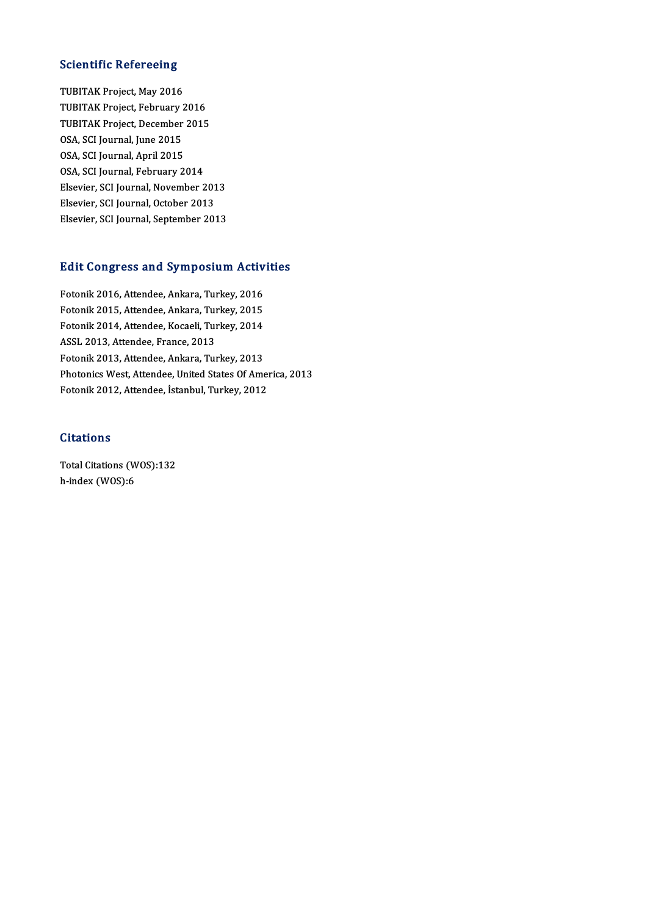## Scientific Refereeing

TUBITAK Project, May 2016
TUBITAK Project, February 2016
TUBITAK Project, December 2015
OSA, SCI Journal, June 2015
OSA, SCI Journal, April 2015
OSA, SCI Journal, February 2014
Elsevier, SCI Journal, November 2013
Elsevier, SCI Journal, October 2013
Elsevier, SCI Journal, September 2013

## Edit Congress and Symposium Activities

Fotonik 2016, Attendee, Ankara, Turkey, 2016
Fotonik 2015, Attendee, Ankara, Turkey, 2015
Fotonik 2014, Attendee, Kocaeli, Turkey, 2014
ASSL 2013, Attendee, France, 2013
Fotonik 2013, Attendee, Ankara, Turkey, 2013
Photonics West, Attendee, United States Of America, 2013
Fotonik 2012, Attendee, İstanbul, Turkey, 2012

## Citations

Total Citations (WOS):132
h-index (WOS):6